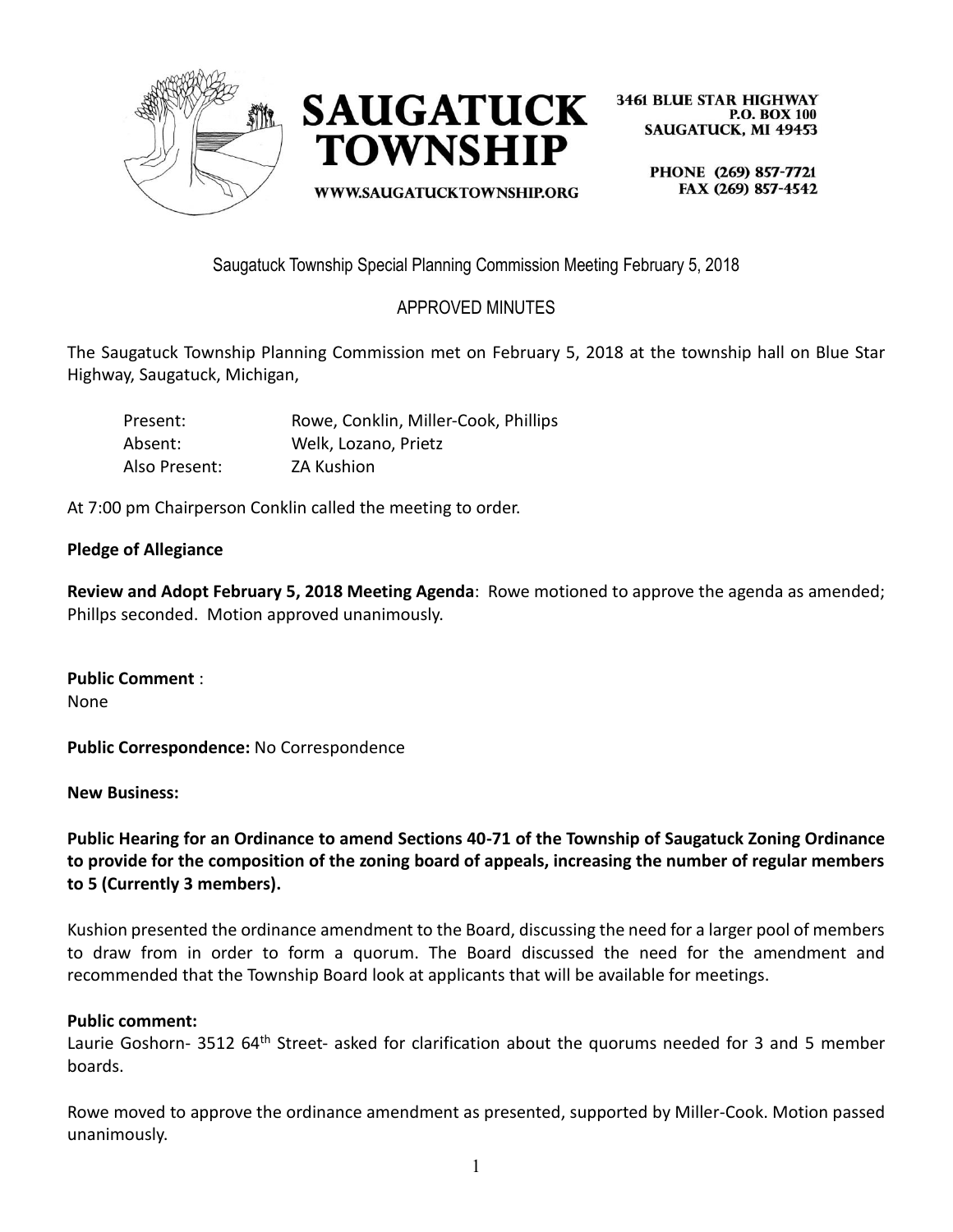**SAUGATUCK TOWNSHIP**

WWW.SAUGATUCKTOWNSHIP.ORG

3461 BLUE STAR HIGHWAY
P.O. BOX 100
SAUGATUCK, MI 49453

PHONE (269) 857-7721
FAX (269) 857-4542

Saugatuck Township Special Planning Commission Meeting February 5, 2018

APPROVED MINUTES

The Saugatuck Township Planning Commission met on February 5, 2018 at the township hall on Blue Star Highway, Saugatuck, Michigan,

| | |
|---|---|
| Present: | Rowe, Conklin, Miller-Cook, Phillips |
| Absent: | Welk, Lozano, Prietz |
| Also Present: | ZA Kushion |

At 7:00 pm Chairperson Conklin called the meeting to order.

**Pledge of Allegiance**

**Review and Adopt February 5, 2018 Meeting Agenda**: Rowe motioned to approve the agenda as amended; Phillps seconded. Motion approved unanimously.

**Public Comment** :
None

**Public Correspondence:** No Correspondence

**New Business:**

**Public Hearing for an Ordinance to amend Sections 40-71 of the Township of Saugatuck Zoning Ordinance to provide for the composition of the zoning board of appeals, increasing the number of regular members to 5 (Currently 3 members).**

Kushion presented the ordinance amendment to the Board, discussing the need for a larger pool of members to draw from in order to form a quorum. The Board discussed the need for the amendment and recommended that the Township Board look at applicants that will be available for meetings.

**Public comment:**
Laurie Goshorn- 3512 64th Street- asked for clarification about the quorums needed for 3 and 5 member boards.

Rowe moved to approve the ordinance amendment as presented, supported by Miller-Cook. Motion passed unanimously.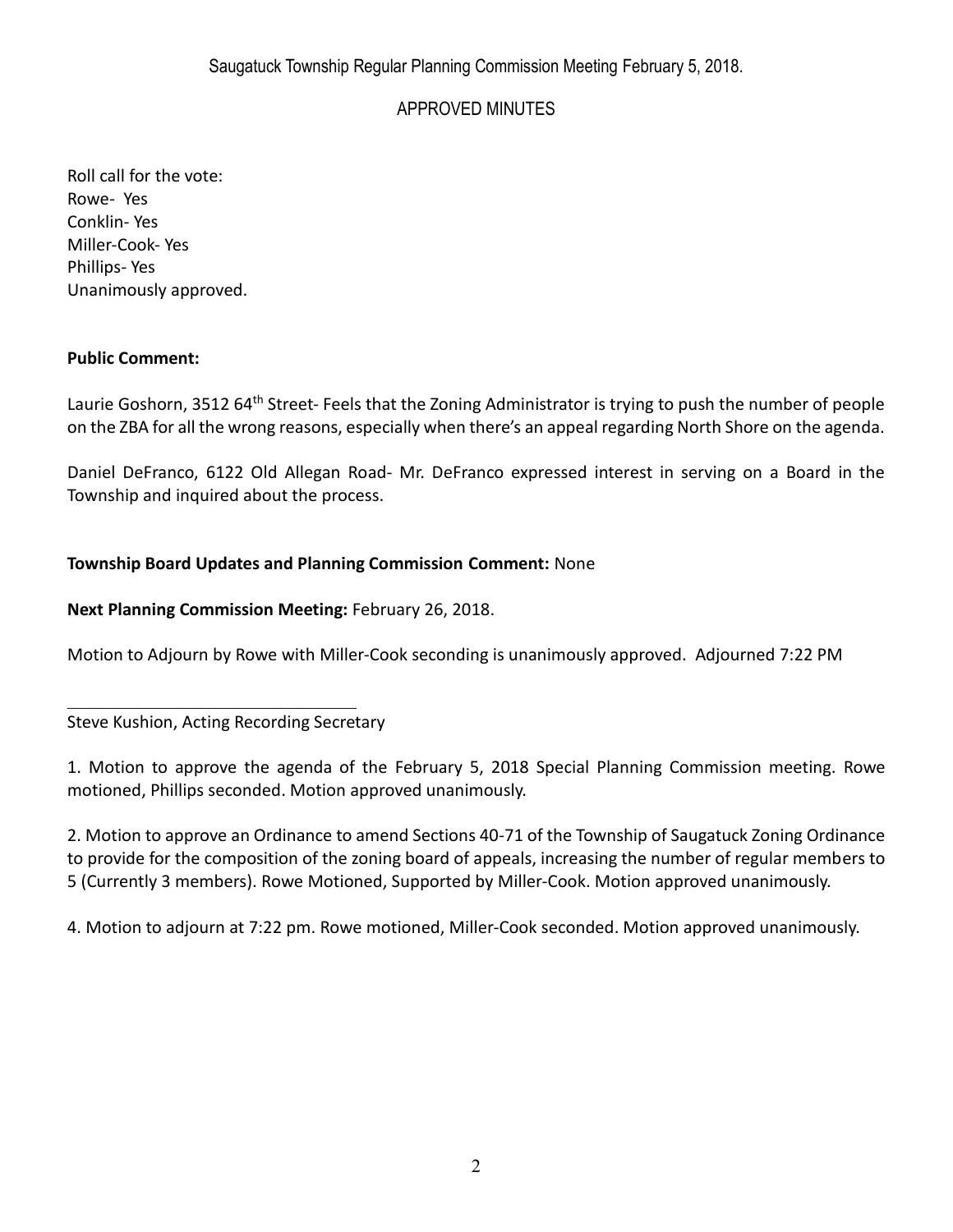Roll call for the vote:
Rowe- Yes
Conklin- Yes
Miller-Cook- Yes
Phillips- Yes
Unanimously approved.

**Public Comment:**

Laurie Goshorn, 3512 64th Street- Feels that the Zoning Administrator is trying to push the number of people on the ZBA for all the wrong reasons, especially when there's an appeal regarding North Shore on the agenda.

Daniel DeFranco, 6122 Old Allegan Road- Mr. DeFranco expressed interest in serving on a Board in the Township and inquired about the process.

**Township Board Updates and Planning Commission Comment:** None

**Next Planning Commission Meeting:** February 26, 2018.

Motion to Adjourn by Rowe with Miller-Cook seconding is unanimously approved. Adjourned 7:22 PM

___________________________________

Steve Kushion, Acting Recording Secretary

1. Motion to approve the agenda of the February 5, 2018 Special Planning Commission meeting. Rowe motioned, Phillips seconded. Motion approved unanimously.

2. Motion to approve an Ordinance to amend Sections 40-71 of the Township of Saugatuck Zoning Ordinance to provide for the composition of the zoning board of appeals, increasing the number of regular members to 5 (Currently 3 members). Rowe Motioned, Supported by Miller-Cook. Motion approved unanimously.

4. Motion to adjourn at 7:22 pm. Rowe motioned, Miller-Cook seconded. Motion approved unanimously.